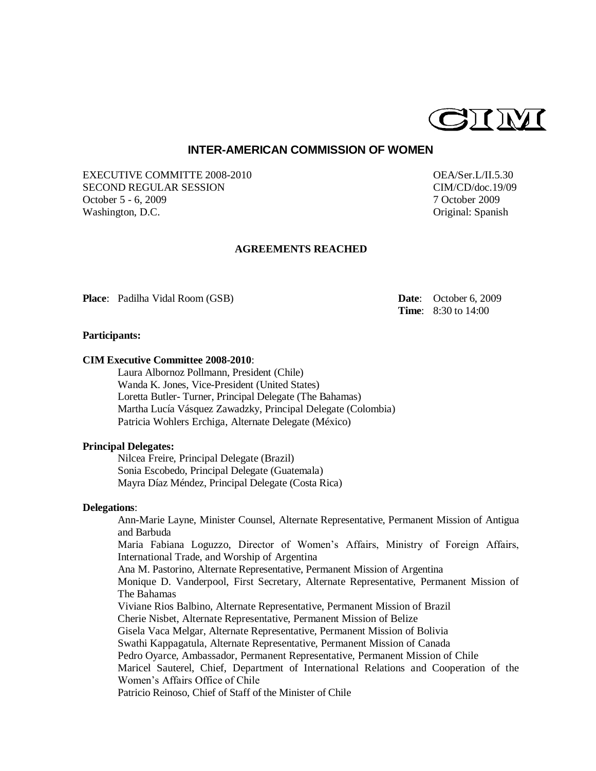CIM

# INTER-AMERICAN COMMISSION OF WOMEN

EXECUTIVE COMMITTE 2008-2010
SECOND REGULAR SESSION
October 5 - 6, 2009
Washington, D.C.

OEA/Ser.L/II.5.30
CIM/CD/doc.19/09
7 October 2009
Original: Spanish

## AGREEMENTS REACHED

**Place**: Padilha Vidal Room (GSB)

**Date**: October 6, 2009
**Time**: 8:30 to 14:00

**Participants:**

**CIM Executive Committee 2008-2010**:

Laura Albornoz Pollmann, President (Chile)
Wanda K. Jones, Vice-President (United States)
Loretta Butler- Turner, Principal Delegate (The Bahamas)
Martha Lucía Vásquez Zawadzky, Principal Delegate (Colombia)
Patricia Wohlers Erchiga, Alternate Delegate (México)

**Principal Delegates:**

Nilcea Freire, Principal Delegate (Brazil)
Sonia Escobedo, Principal Delegate (Guatemala)
Mayra Díaz Méndez, Principal Delegate (Costa Rica)

**Delegations**:

Ann-Marie Layne, Minister Counsel, Alternate Representative, Permanent Mission of Antigua and Barbuda
Maria Fabiana Loguzzo, Director of Women's Affairs, Ministry of Foreign Affairs, International Trade, and Worship of Argentina
Ana M. Pastorino, Alternate Representative, Permanent Mission of Argentina
Monique D. Vanderpool, First Secretary, Alternate Representative, Permanent Mission of The Bahamas
Viviane Rios Balbino, Alternate Representative, Permanent Mission of Brazil
Cherie Nisbet, Alternate Representative, Permanent Mission of Belize
Gisela Vaca Melgar, Alternate Representative, Permanent Mission of Bolivia
Swathi Kappagatula, Alternate Representative, Permanent Mission of Canada
Pedro Oyarce, Ambassador, Permanent Representative, Permanent Mission of Chile
Maricel Sauterel, Chief, Department of International Relations and Cooperation of the Women's Affairs Office of Chile
Patricio Reinoso, Chief of Staff of the Minister of Chile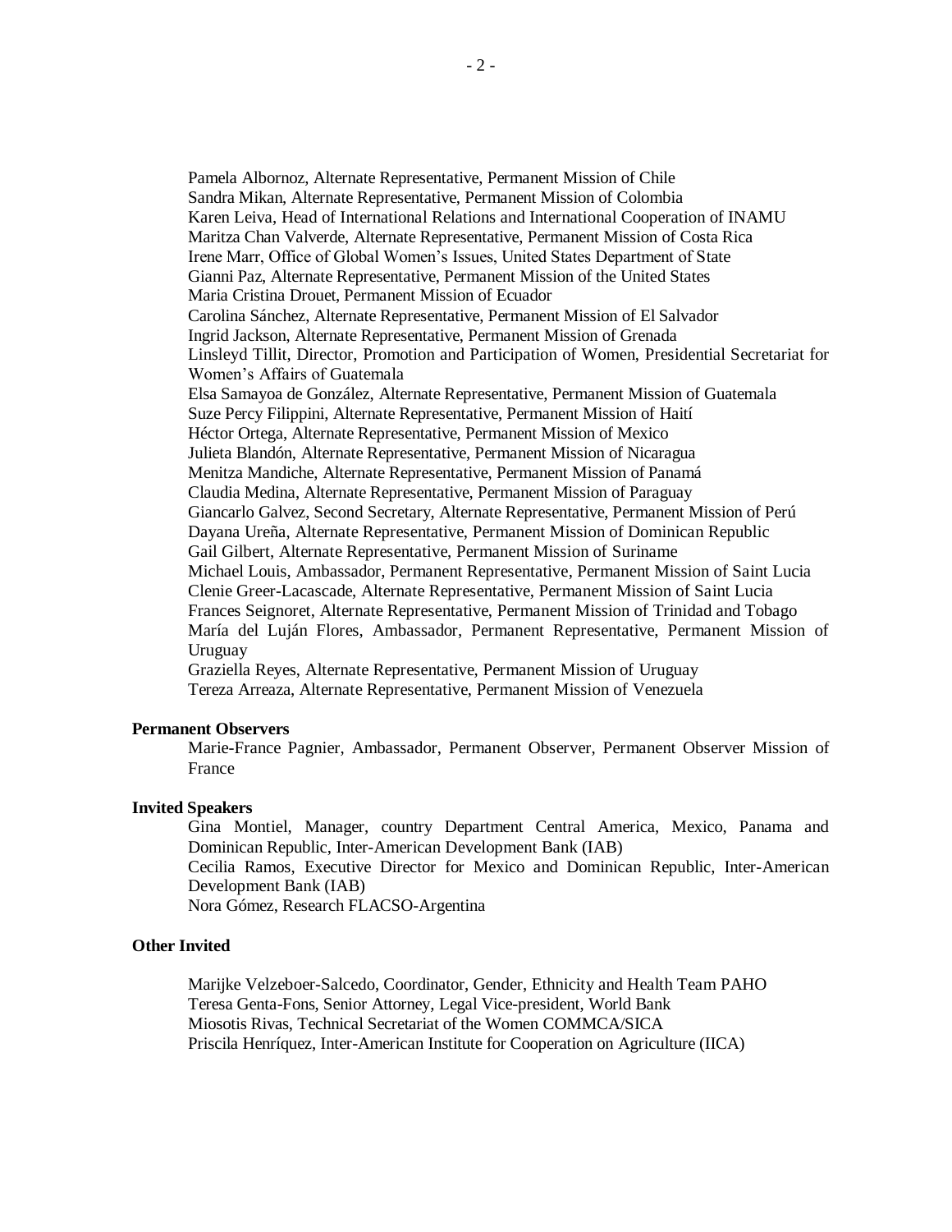Pamela Albornoz, Alternate Representative, Permanent Mission of Chile
Sandra Mikan, Alternate Representative, Permanent Mission of Colombia
Karen Leiva, Head of International Relations and International Cooperation of INAMU
Maritza Chan Valverde, Alternate Representative, Permanent Mission of Costa Rica
Irene Marr, Office of Global Women's Issues, United States Department of State
Gianni Paz, Alternate Representative, Permanent Mission of the United States
Maria Cristina Drouet, Permanent Mission of Ecuador
Carolina Sánchez, Alternate Representative, Permanent Mission of El Salvador
Ingrid Jackson, Alternate Representative, Permanent Mission of Grenada
Linsleyd Tillit, Director, Promotion and Participation of Women, Presidential Secretariat for Women's Affairs of Guatemala
Elsa Samayoa de González, Alternate Representative, Permanent Mission of Guatemala
Suze Percy Filippini, Alternate Representative, Permanent Mission of Haití
Héctor Ortega, Alternate Representative, Permanent Mission of Mexico
Julieta Blandón, Alternate Representative, Permanent Mission of Nicaragua
Menitza Mandiche, Alternate Representative, Permanent Mission of Panamá
Claudia Medina, Alternate Representative, Permanent Mission of Paraguay
Giancarlo Galvez, Second Secretary, Alternate Representative, Permanent Mission of Perú
Dayana Ureña, Alternate Representative, Permanent Mission of Dominican Republic
Gail Gilbert, Alternate Representative, Permanent Mission of Suriname
Michael Louis, Ambassador, Permanent Representative, Permanent Mission of Saint Lucia
Clenie Greer-Lacascade, Alternate Representative, Permanent Mission of Saint Lucia
Frances Seignoret, Alternate Representative, Permanent Mission of Trinidad and Tobago
María del Luján Flores, Ambassador, Permanent Representative, Permanent Mission of Uruguay
Graziella Reyes, Alternate Representative, Permanent Mission of Uruguay
Tereza Arreaza, Alternate Representative, Permanent Mission of Venezuela

**Permanent Observers**

Marie-France Pagnier, Ambassador, Permanent Observer, Permanent Observer Mission of France

**Invited Speakers**

Gina Montiel, Manager, country Department Central America, Mexico, Panama and Dominican Republic, Inter-American Development Bank (IAB)
Cecilia Ramos, Executive Director for Mexico and Dominican Republic, Inter-American Development Bank (IAB)
Nora Gómez, Research FLACSO-Argentina

**Other Invited**

Marijke Velzeboer-Salcedo, Coordinator, Gender, Ethnicity and Health Team PAHO
Teresa Genta-Fons, Senior Attorney, Legal Vice-president, World Bank
Miosotis Rivas, Technical Secretariat of the Women COMMCA/SICA
Priscila Henríquez, Inter-American Institute for Cooperation on Agriculture (IICA)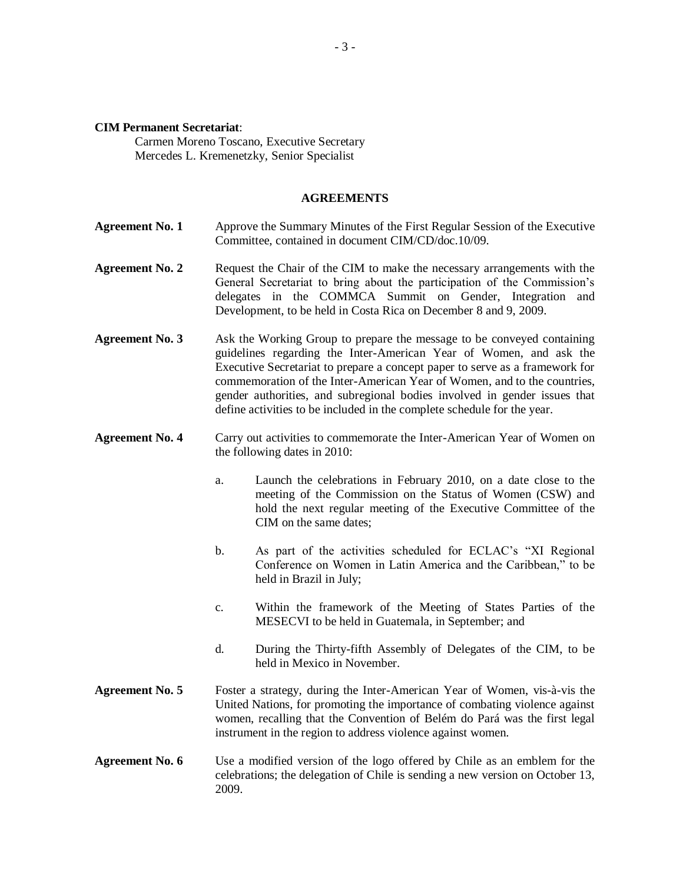**CIM Permanent Secretariat**:

Carmen Moreno Toscano, Executive Secretary
Mercedes L. Kremenetzky, Senior Specialist

## AGREEMENTS

**Agreement No. 1** Approve the Summary Minutes of the First Regular Session of the Executive Committee, contained in document CIM/CD/doc.10/09.

**Agreement No. 2** Request the Chair of the CIM to make the necessary arrangements with the General Secretariat to bring about the participation of the Commission's delegates in the COMMCA Summit on Gender, Integration and Development, to be held in Costa Rica on December 8 and 9, 2009.

**Agreement No. 3** Ask the Working Group to prepare the message to be conveyed containing guidelines regarding the Inter-American Year of Women, and ask the Executive Secretariat to prepare a concept paper to serve as a framework for commemoration of the Inter-American Year of Women, and to the countries, gender authorities, and subregional bodies involved in gender issues that define activities to be included in the complete schedule for the year.

**Agreement No. 4** Carry out activities to commemorate the Inter-American Year of Women on the following dates in 2010:

a. Launch the celebrations in February 2010, on a date close to the meeting of the Commission on the Status of Women (CSW) and hold the next regular meeting of the Executive Committee of the CIM on the same dates;

b. As part of the activities scheduled for ECLAC's "XI Regional Conference on Women in Latin America and the Caribbean," to be held in Brazil in July;

c. Within the framework of the Meeting of States Parties of the MESECVI to be held in Guatemala, in September; and

d. During the Thirty-fifth Assembly of Delegates of the CIM, to be held in Mexico in November.

**Agreement No. 5** Foster a strategy, during the Inter-American Year of Women, vis-à-vis the United Nations, for promoting the importance of combating violence against women, recalling that the Convention of Belém do Pará was the first legal instrument in the region to address violence against women.

**Agreement No. 6** Use a modified version of the logo offered by Chile as an emblem for the celebrations; the delegation of Chile is sending a new version on October 13, 2009.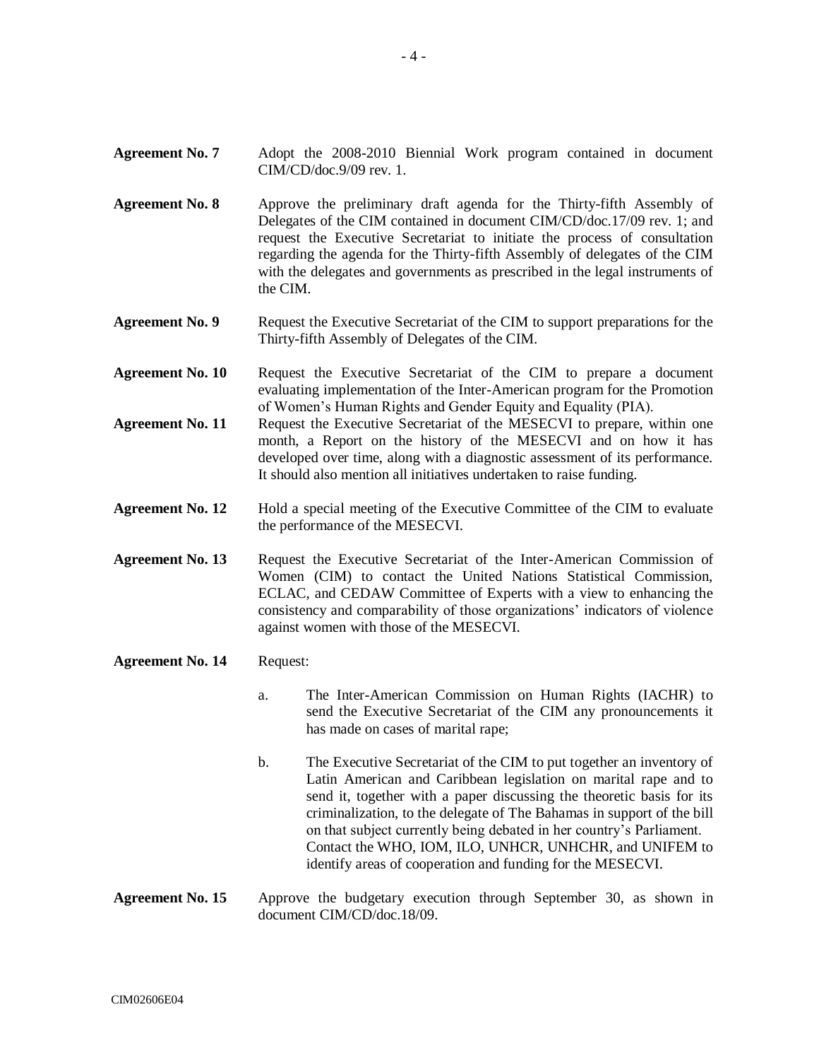**Agreement No. 7** Adopt the 2008-2010 Biennial Work program contained in document CIM/CD/doc.9/09 rev. 1.

**Agreement No. 8** Approve the preliminary draft agenda for the Thirty-fifth Assembly of Delegates of the CIM contained in document CIM/CD/doc.17/09 rev. 1; and request the Executive Secretariat to initiate the process of consultation regarding the agenda for the Thirty-fifth Assembly of delegates of the CIM with the delegates and governments as prescribed in the legal instruments of the CIM.

**Agreement No. 9** Request the Executive Secretariat of the CIM to support preparations for the Thirty-fifth Assembly of Delegates of the CIM.

**Agreement No. 10** Request the Executive Secretariat of the CIM to prepare a document evaluating implementation of the Inter-American program for the Promotion of Women's Human Rights and Gender Equity and Equality (PIA).

**Agreement No. 11** Request the Executive Secretariat of the MESECVI to prepare, within one month, a Report on the history of the MESECVI and on how it has developed over time, along with a diagnostic assessment of its performance. It should also mention all initiatives undertaken to raise funding.

**Agreement No. 12** Hold a special meeting of the Executive Committee of the CIM to evaluate the performance of the MESECVI.

**Agreement No. 13** Request the Executive Secretariat of the Inter-American Commission of Women (CIM) to contact the United Nations Statistical Commission, ECLAC, and CEDAW Committee of Experts with a view to enhancing the consistency and comparability of those organizations' indicators of violence against women with those of the MESECVI.

**Agreement No. 14** Request:

a. The Inter-American Commission on Human Rights (IACHR) to send the Executive Secretariat of the CIM any pronouncements it has made on cases of marital rape;

b. The Executive Secretariat of the CIM to put together an inventory of Latin American and Caribbean legislation on marital rape and to send it, together with a paper discussing the theoretic basis for its criminalization, to the delegate of The Bahamas in support of the bill on that subject currently being debated in her country's Parliament. Contact the WHO, IOM, ILO, UNHCR, UNHCHR, and UNIFEM to identify areas of cooperation and funding for the MESECVI.

**Agreement No. 15** Approve the budgetary execution through September 30, as shown in document CIM/CD/doc.18/09.